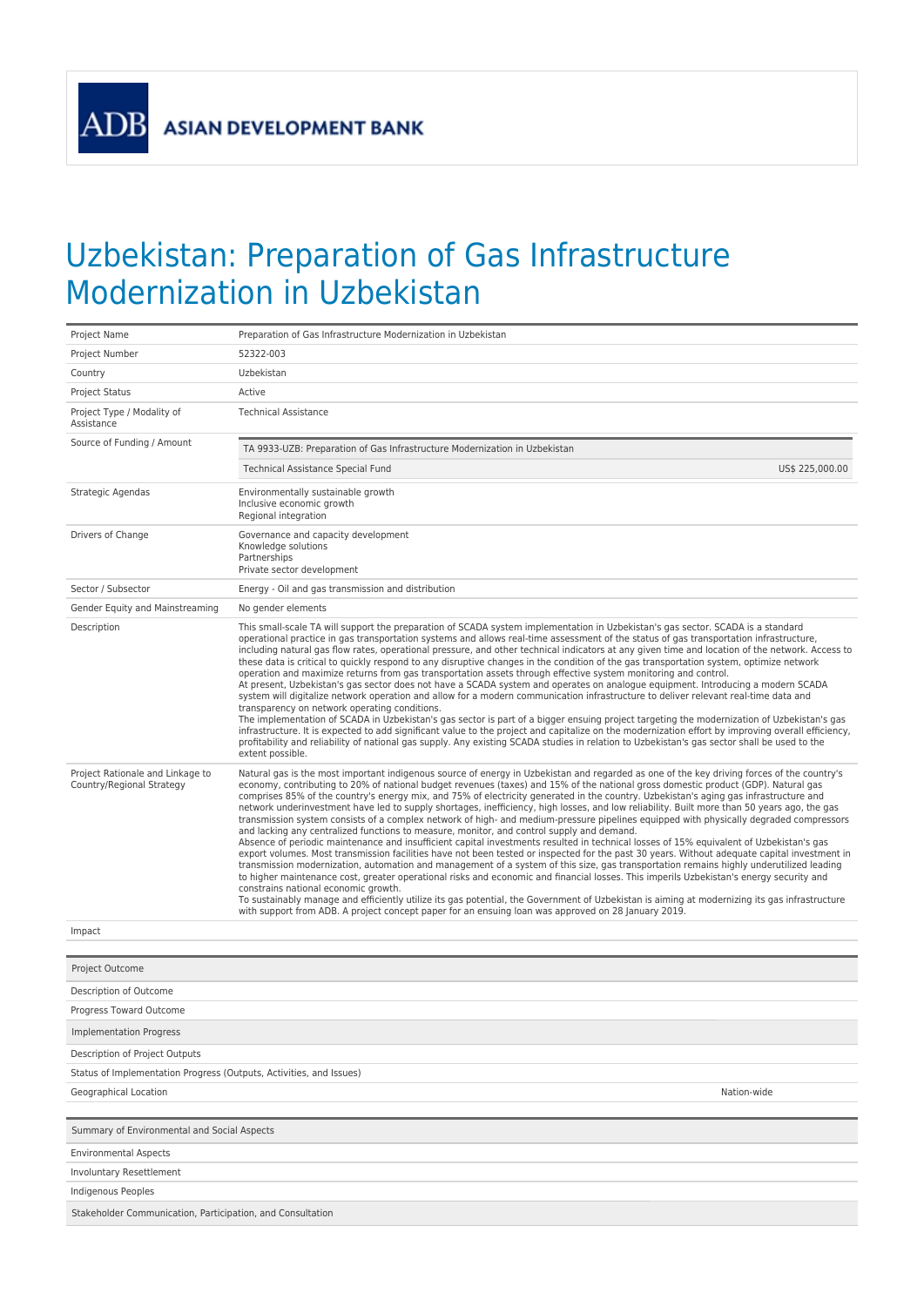ADB ASIAN DEVELOPMENT BANK

# Uzbekistan: Preparation of Gas Infrastructure Modernization in Uzbekistan

| | |
|---|---|
| Project Name | Preparation of Gas Infrastructure Modernization in Uzbekistan |
| Project Number | 52322-003 |
| Country | Uzbekistan |
| Project Status | Active |
| Project Type / Modality of Assistance | Technical Assistance |
| Source of Funding / Amount | TA 9933-UZB: Preparation of Gas Infrastructure Modernization in Uzbekistan<br>Technical Assistance Special Fund US$ 225,000.00 |
| Strategic Agendas | Environmentally sustainable growth<br>Inclusive economic growth<br>Regional integration |
| Drivers of Change | Governance and capacity development<br>Knowledge solutions<br>Partnerships<br>Private sector development |
| Sector / Subsector | Energy - Oil and gas transmission and distribution |
| Gender Equity and Mainstreaming | No gender elements |
| Description | This small-scale TA will support the preparation of SCADA system implementation in Uzbekistan's gas sector. SCADA is a standard operational practice in gas transportation systems and allows real-time assessment of the status of gas transportation infrastructure, including natural gas flow rates, operational pressure, and other technical indicators at any given time and location of the network. Access to these data is critical to quickly respond to any disruptive changes in the condition of the gas transportation system, optimize network operation and maximize returns from gas transportation assets through effective system monitoring and control.<br>At present, Uzbekistan's gas sector does not have a SCADA system and operates on analogue equipment. Introducing a modern SCADA system will digitalize network operation and allow for a modern communication infrastructure to deliver relevant real-time data and transparency on network operating conditions.<br>The implementation of SCADA in Uzbekistan's gas sector is part of a bigger ensuing project targeting the modernization of Uzbekistan's gas infrastructure. It is expected to add significant value to the project and capitalize on the modernization effort by improving overall efficiency, profitability and reliability of national gas supply. Any existing SCADA studies in relation to Uzbekistan's gas sector shall be used to the extent possible. |
| Project Rationale and Linkage to Country/Regional Strategy | Natural gas is the most important indigenous source of energy in Uzbekistan and regarded as one of the key driving forces of the country's economy, contributing to 20% of national budget revenues (taxes) and 15% of the national gross domestic product (GDP). Natural gas comprises 85% of the country's energy mix, and 75% of electricity generated in the country. Uzbekistan's aging gas infrastructure and network underinvestment have led to supply shortages, inefficiency, high losses, and low reliability. Built more than 50 years ago, the gas transmission system consists of a complex network of high- and medium-pressure pipelines equipped with physically degraded compressors and lacking any centralized functions to measure, monitor, and control supply and demand.<br>Absence of periodic maintenance and insufficient capital investments resulted in technical losses of 15% equivalent of Uzbekistan's gas export volumes. Most transmission facilities have not been tested or inspected for the past 30 years. Without adequate capital investment in transmission modernization, automation and management of a system of this size, gas transportation remains highly underutilized leading to higher maintenance cost, greater operational risks and economic and financial losses. This imperils Uzbekistan's energy security and constrains national economic growth.<br>To sustainably manage and efficiently utilize its gas potential, the Government of Uzbekistan is aiming at modernizing its gas infrastructure with support from ADB. A project concept paper for an ensuing loan was approved on 28 January 2019. |
| Impact | |

| | |
|---|---|
| Project Outcome | |
| Description of Outcome | |
| Progress Toward Outcome | |
| Implementation Progress | |
| Description of Project Outputs | |
| Status of Implementation Progress (Outputs, Activities, and Issues) | |
| Geographical Location | Nation-wide |

| |
|---|
| Summary of Environmental and Social Aspects |
| Environmental Aspects |
| Involuntary Resettlement |
| Indigenous Peoples |
| Stakeholder Communication, Participation, and Consultation |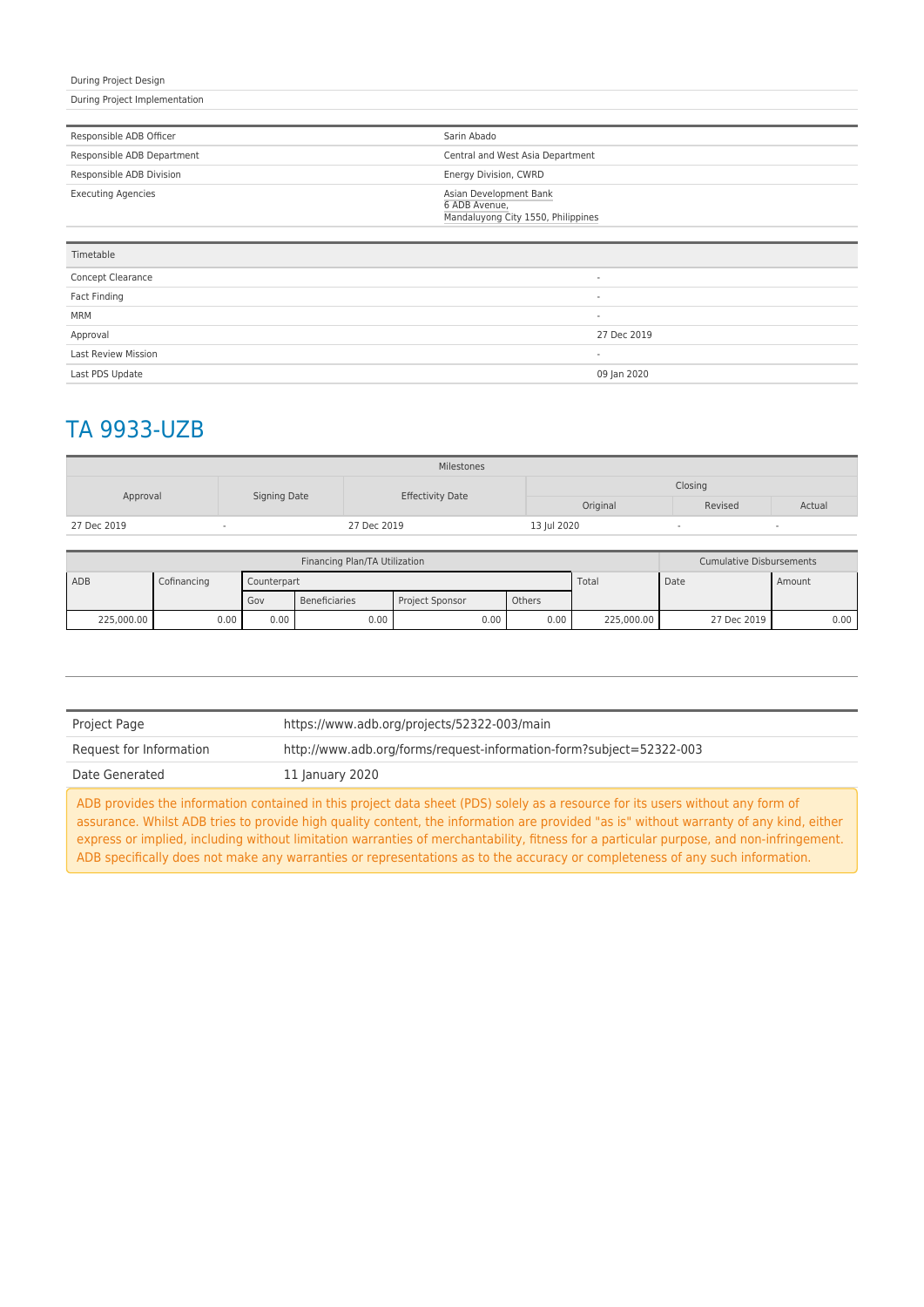| |
|---|
| During Project Design |
| During Project Implementation |

| | |
|---|---|
| Responsible ADB Officer | Sarin Abado |
| Responsible ADB Department | Central and West Asia Department |
| Responsible ADB Division | Energy Division, CWRD |
| Executing Agencies | Asian Development Bank<br>6 ADB Avenue,<br>Mandaluyong City 1550, Philippines |

| Timetable | |
|---|---|
| Concept Clearance | - |
| Fact Finding | - |
| MRM | - |
| Approval | 27 Dec 2019 |
| Last Review Mission | - |
| Last PDS Update | 09 Jan 2020 |

## TA 9933-UZB

| Milestones | | | | | |
|---|---|---|---|---|---|
| Approval | Signing Date | Effectivity Date | Closing | | |
| | | | Original | Revised | Actual |
| 27 Dec 2019 | - | 27 Dec 2019 | 13 Jul 2020 | - | - |

| Financing Plan/TA Utilization | | | | | | | Cumulative Disbursements | |
|---|---|---|---|---|---|---|---|---|
| ADB | Cofinancing | Counterpart | | | | Total | Date | Amount |
| | | Gov | Beneficiaries | Project Sponsor | Others | | | |
| 225,000.00 | 0.00 | 0.00 | 0.00 | 0.00 | 0.00 | 225,000.00 | 27 Dec 2019 | 0.00 |

| | |
|---|---|
| Project Page | https://www.adb.org/projects/52322-003/main |
| Request for Information | http://www.adb.org/forms/request-information-form?subject=52322-003 |
| Date Generated | 11 January 2020 |

ADB provides the information contained in this project data sheet (PDS) solely as a resource for its users without any form of assurance. Whilst ADB tries to provide high quality content, the information are provided "as is" without warranty of any kind, either express or implied, including without limitation warranties of merchantability, fitness for a particular purpose, and non-infringement. ADB specifically does not make any warranties or representations as to the accuracy or completeness of any such information.